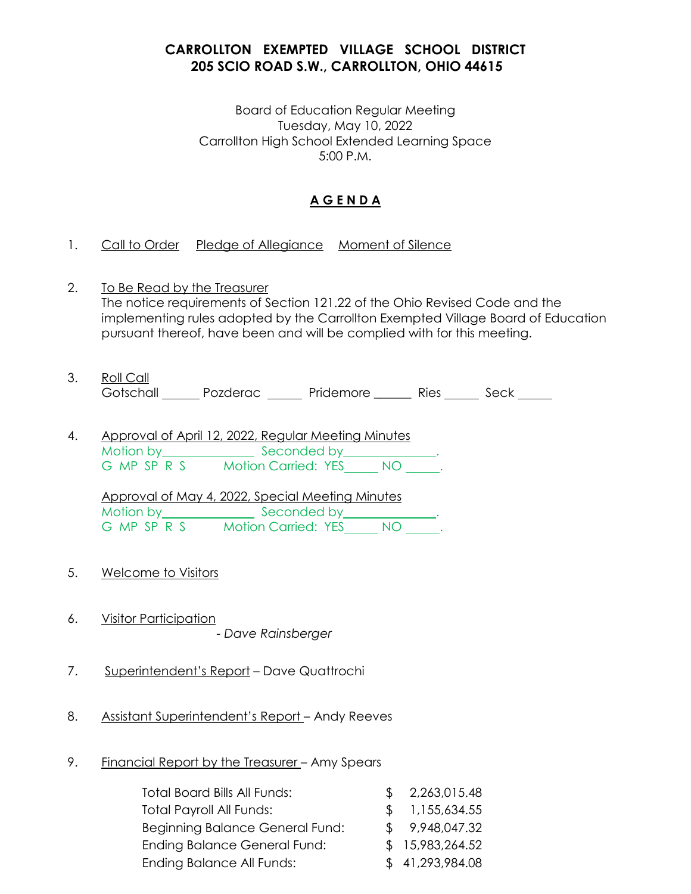**CARROLLTON EXEMPTED VILLAGE SCHOOL DISTRICT**
**205 SCIO ROAD S.W., CARROLLTON, OHIO 44615**

Board of Education Regular Meeting
Tuesday, May 10, 2022
Carrollton High School Extended Learning Space
5:00 P.M.

# A G E N D A

1. Call to Order    Pledge of Allegiance    Moment of Silence

2. To Be Read by the Treasurer
   The notice requirements of Section 121.22 of the Ohio Revised Code and the implementing rules adopted by the Carrollton Exempted Village Board of Education pursuant thereof, have been and will be complied with for this meeting.

3. Roll Call
   Gotschall ______ Pozderac ______ Pridemore ______ Ries ______ Seck ______

4. Approval of April 12, 2022, Regular Meeting Minutes
   Motion by______________ Seconded by______________.
   G MP SP R S    Motion Carried: YES_____ NO _____.

   Approval of May 4, 2022, Special Meeting Minutes
   Motion by______________ Seconded by______________.
   G MP SP R S    Motion Carried: YES_____ NO _____.

5. Welcome to Visitors

6. Visitor Participation
   *- Dave Rainsberger*

7. Superintendent's Report – Dave Quattrochi

8. Assistant Superintendent's Report – Andy Reeves

9. Financial Report by the Treasurer – Amy Spears

| | |
|---|---|
| Total Board Bills All Funds: | $ 2,263,015.48 |
| Total Payroll All Funds: | $ 1,155,634.55 |
| Beginning Balance General Fund: | $ 9,948,047.32 |
| Ending Balance General Fund: | $ 15,983,264.52 |
| Ending Balance All Funds: | $ 41,293,984.08 |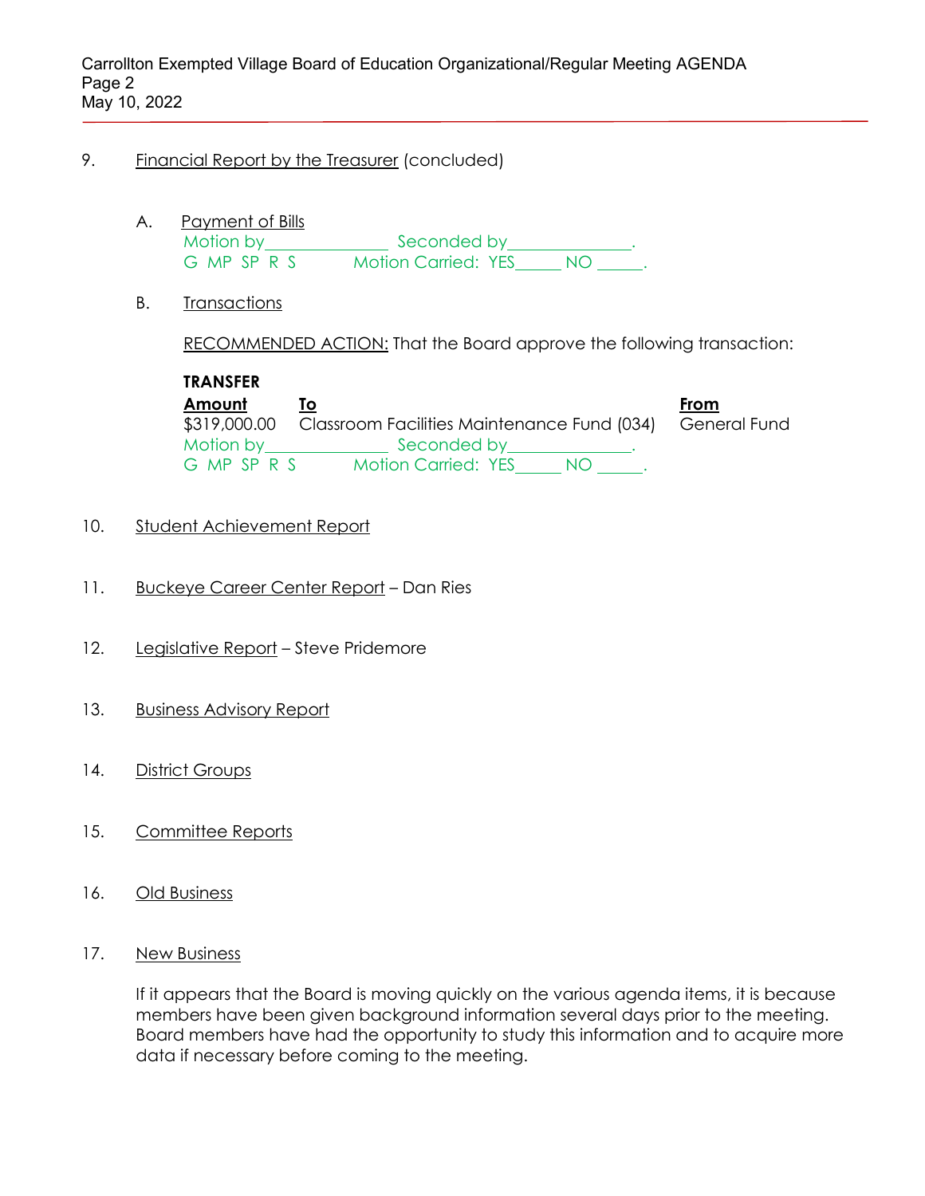9. Financial Report by the Treasurer (concluded)

A. Payment of Bills
Motion by______________ Seconded by______________.
G MP SP R S Motion Carried: YES_____ NO _____.

B. Transactions

RECOMMENDED ACTION: That the Board approve the following transaction:

**TRANSFER**

| **Amount** | **To** | **From** |
|---|---|---|
| $319,000.00 | Classroom Facilities Maintenance Fund (034) | General Fund |

Motion by______________ Seconded by______________.
G MP SP R S Motion Carried: YES_____ NO _____.

10. Student Achievement Report

11. Buckeye Career Center Report – Dan Ries

12. Legislative Report – Steve Pridemore

13. Business Advisory Report

14. District Groups

15. Committee Reports

16. Old Business

17. New Business

If it appears that the Board is moving quickly on the various agenda items, it is because members have been given background information several days prior to the meeting. Board members have had the opportunity to study this information and to acquire more data if necessary before coming to the meeting.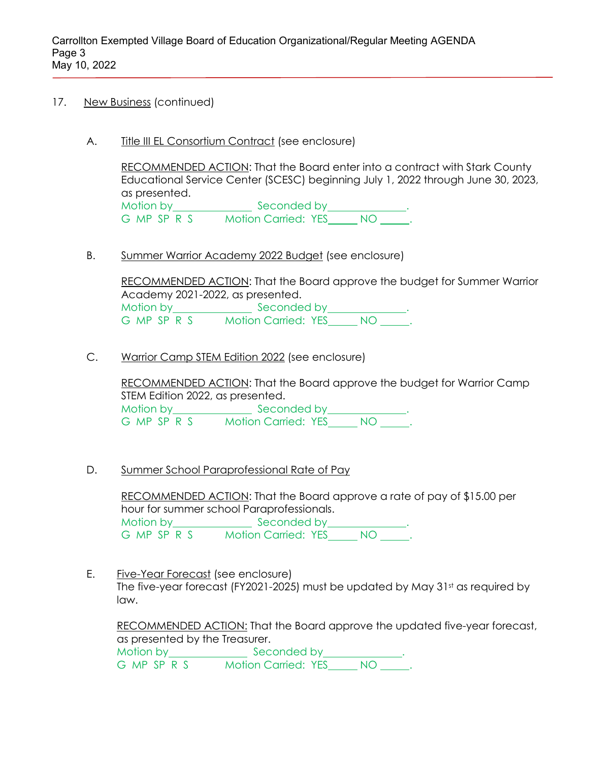17. New Business (continued)

A. Title III EL Consortium Contract (see enclosure)

RECOMMENDED ACTION: That the Board enter into a contract with Stark County Educational Service Center (SCESC) beginning July 1, 2022 through June 30, 2023, as presented.

Motion by______________ Seconded by______________.

G MP SP R S Motion Carried: YES_____ NO _____.

B. Summer Warrior Academy 2022 Budget (see enclosure)

RECOMMENDED ACTION: That the Board approve the budget for Summer Warrior Academy 2021-2022, as presented.

Motion by______________ Seconded by______________.

G MP SP R S Motion Carried: YES_____ NO _____.

C. Warrior Camp STEM Edition 2022 (see enclosure)

RECOMMENDED ACTION: That the Board approve the budget for Warrior Camp STEM Edition 2022, as presented.

Motion by______________ Seconded by______________.

G MP SP R S Motion Carried: YES_____ NO _____.

D. Summer School Paraprofessional Rate of Pay

RECOMMENDED ACTION: That the Board approve a rate of pay of $15.00 per hour for summer school Paraprofessionals.

Motion by______________ Seconded by______________.

G MP SP R S Motion Carried: YES_____ NO _____.

E. Five-Year Forecast (see enclosure)

The five-year forecast (FY2021-2025) must be updated by May 31st as required by law.

RECOMMENDED ACTION: That the Board approve the updated five-year forecast, as presented by the Treasurer.

Motion by______________ Seconded by______________.

G MP SP R S Motion Carried: YES_____ NO _____.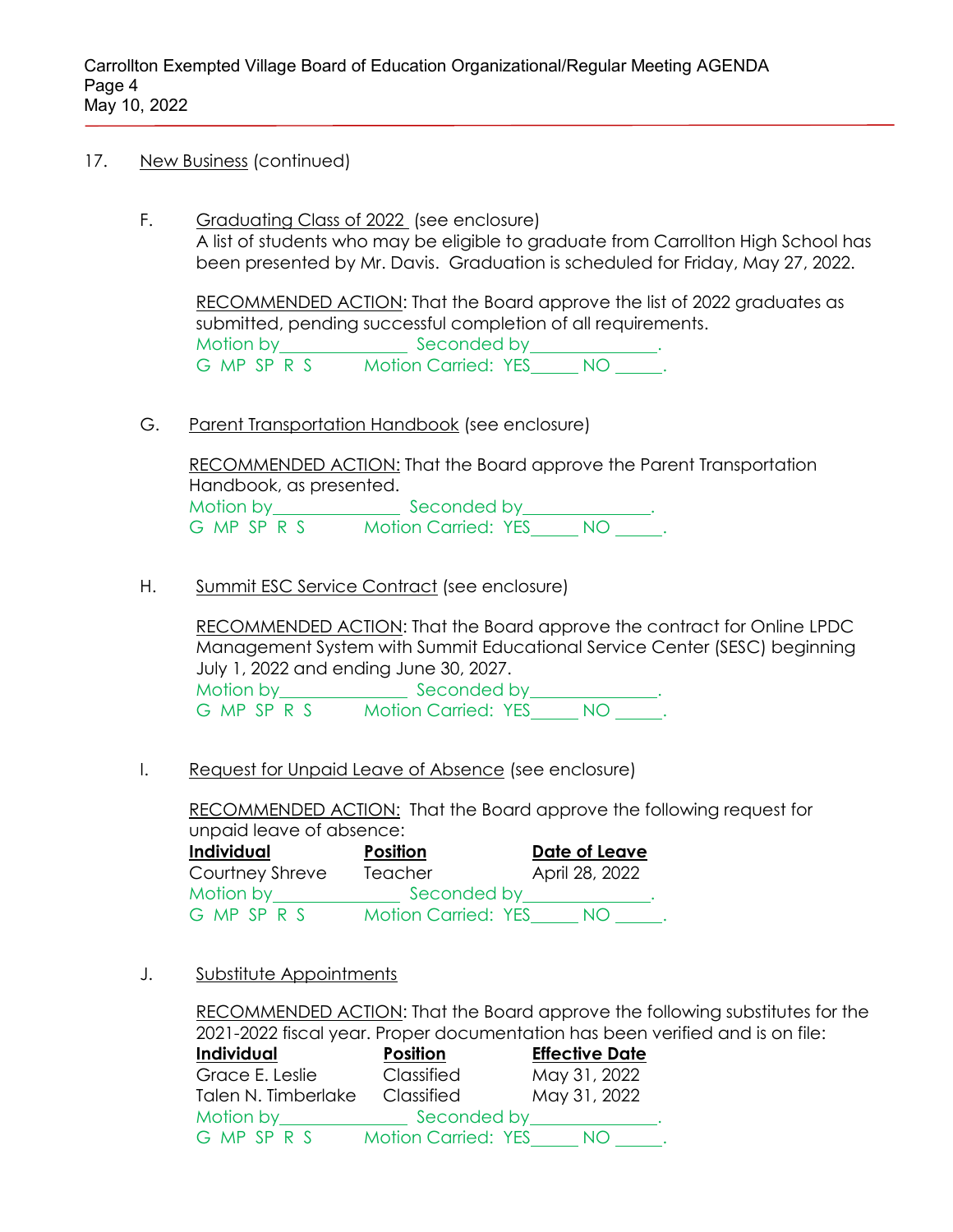17. New Business (continued)

F. Graduating Class of 2022 (see enclosure)
A list of students who may be eligible to graduate from Carrollton High School has been presented by Mr. Davis. Graduation is scheduled for Friday, May 27, 2022.

RECOMMENDED ACTION: That the Board approve the list of 2022 graduates as submitted, pending successful completion of all requirements.
Motion by_______________ Seconded by_______________.
G MP SP R S Motion Carried: YES______ NO ______.

G. Parent Transportation Handbook (see enclosure)

RECOMMENDED ACTION: That the Board approve the Parent Transportation Handbook, as presented.
Motion by_______________ Seconded by_______________.
G MP SP R S Motion Carried: YES______ NO ______.

H. Summit ESC Service Contract (see enclosure)

RECOMMENDED ACTION: That the Board approve the contract for Online LPDC Management System with Summit Educational Service Center (SESC) beginning July 1, 2022 and ending June 30, 2027.
Motion by_______________ Seconded by_______________.
G MP SP R S Motion Carried: YES______ NO ______.

I. Request for Unpaid Leave of Absence (see enclosure)

RECOMMENDED ACTION: That the Board approve the following request for unpaid leave of absence:

| Individual | Position | Date of Leave |
|---|---|---|
| Courtney Shreve | Teacher | April 28, 2022 |

Motion by_______________ Seconded by_______________.
G MP SP R S Motion Carried: YES______ NO ______.

J. Substitute Appointments

RECOMMENDED ACTION: That the Board approve the following substitutes for the 2021-2022 fiscal year. Proper documentation has been verified and is on file:

| Individual | Position | Effective Date |
|---|---|---|
| Grace E. Leslie | Classified | May 31, 2022 |
| Talen N. Timberlake | Classified | May 31, 2022 |

Motion by_______________ Seconded by_______________.
G MP SP R S Motion Carried: YES______ NO ______.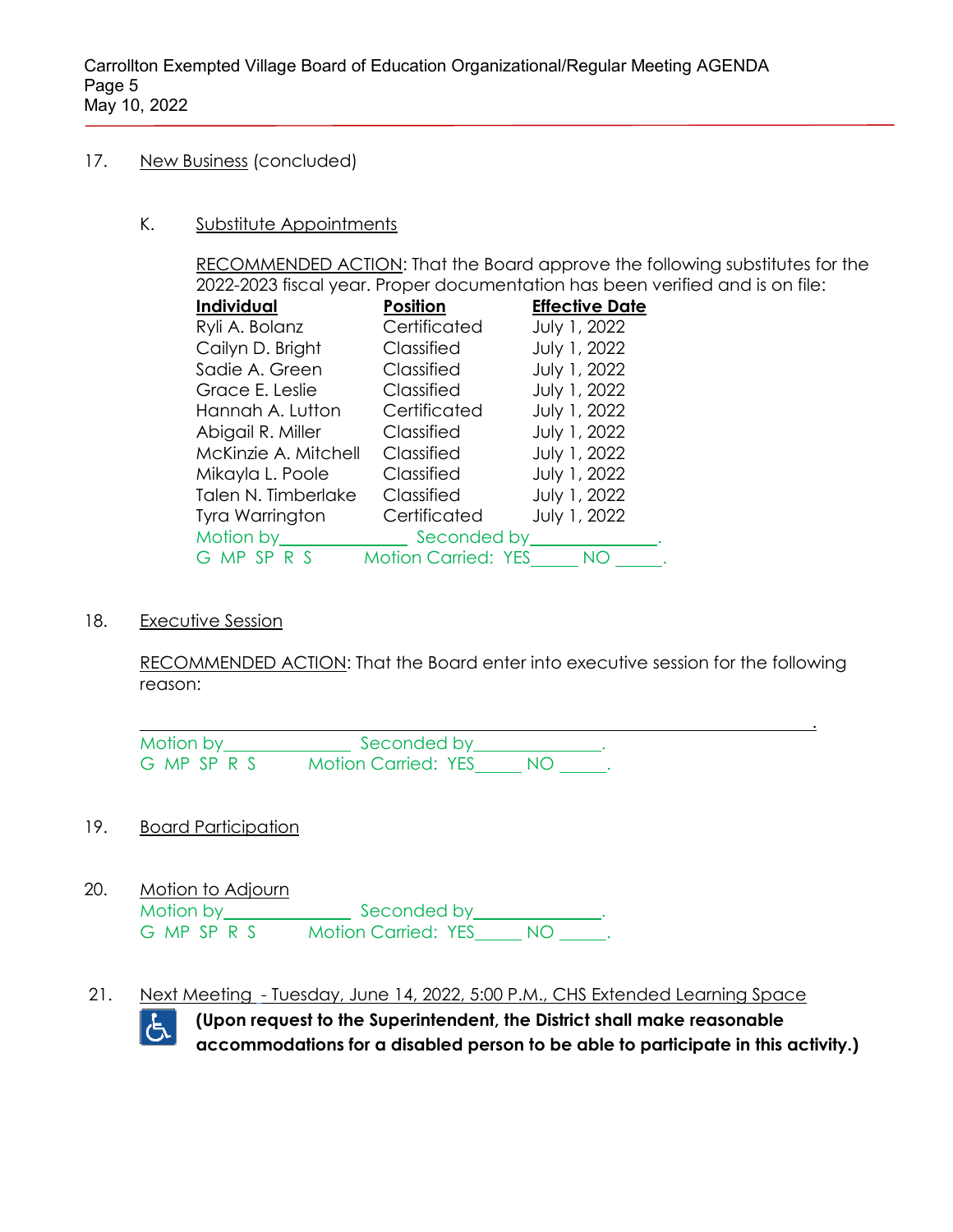17. New Business (concluded)

K. Substitute Appointments

RECOMMENDED ACTION: That the Board approve the following substitutes for the 2022-2023 fiscal year. Proper documentation has been verified and is on file:

| Individual | Position | Effective Date |
|---|---|---|
| Ryli A. Bolanz | Certificated | July 1, 2022 |
| Cailyn D. Bright | Classified | July 1, 2022 |
| Sadie A. Green | Classified | July 1, 2022 |
| Grace E. Leslie | Classified | July 1, 2022 |
| Hannah A. Lutton | Certificated | July 1, 2022 |
| Abigail R. Miller | Classified | July 1, 2022 |
| McKinzie A. Mitchell | Classified | July 1, 2022 |
| Mikayla L. Poole | Classified | July 1, 2022 |
| Talen N. Timberlake | Classified | July 1, 2022 |
| Tyra Warrington | Certificated | July 1, 2022 |

Motion by______________ Seconded by______________.
G MP SP R S    Motion Carried: YES_____ NO _____.

18. Executive Session

RECOMMENDED ACTION: That the Board enter into executive session for the following reason:

__________________________________________________________________________.

Motion by______________ Seconded by______________.
G MP SP R S    Motion Carried: YES_____ NO _____.

19. Board Participation

20. Motion to Adjourn

Motion by______________ Seconded by______________.
G MP SP R S    Motion Carried: YES_____ NO _____.

21. Next Meeting - Tuesday, June 14, 2022, 5:00 P.M., CHS Extended Learning Space

**(Upon request to the Superintendent, the District shall make reasonable accommodations for a disabled person to be able to participate in this activity.)**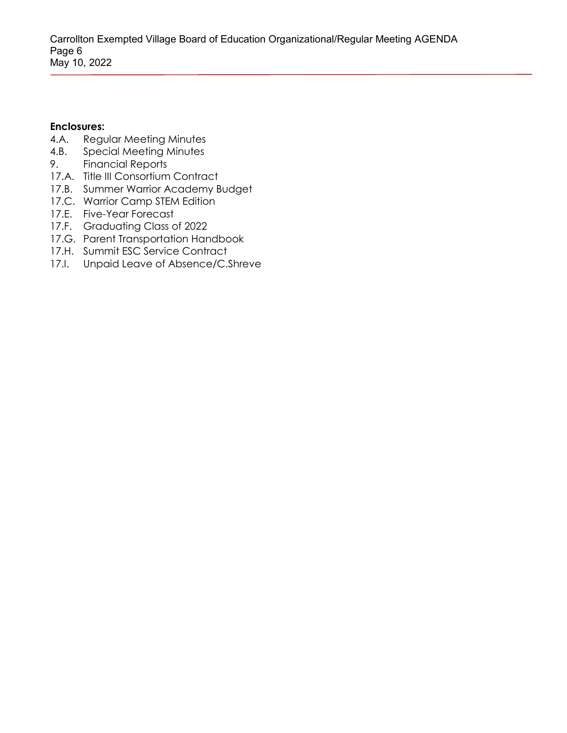**Enclosures:**

4.A. Regular Meeting Minutes
4.B. Special Meeting Minutes
9. Financial Reports
17.A. Title III Consortium Contract
17.B. Summer Warrior Academy Budget
17.C. Warrior Camp STEM Edition
17.E. Five-Year Forecast
17.F. Graduating Class of 2022
17.G. Parent Transportation Handbook
17.H. Summit ESC Service Contract
17.I. Unpaid Leave of Absence/C.Shreve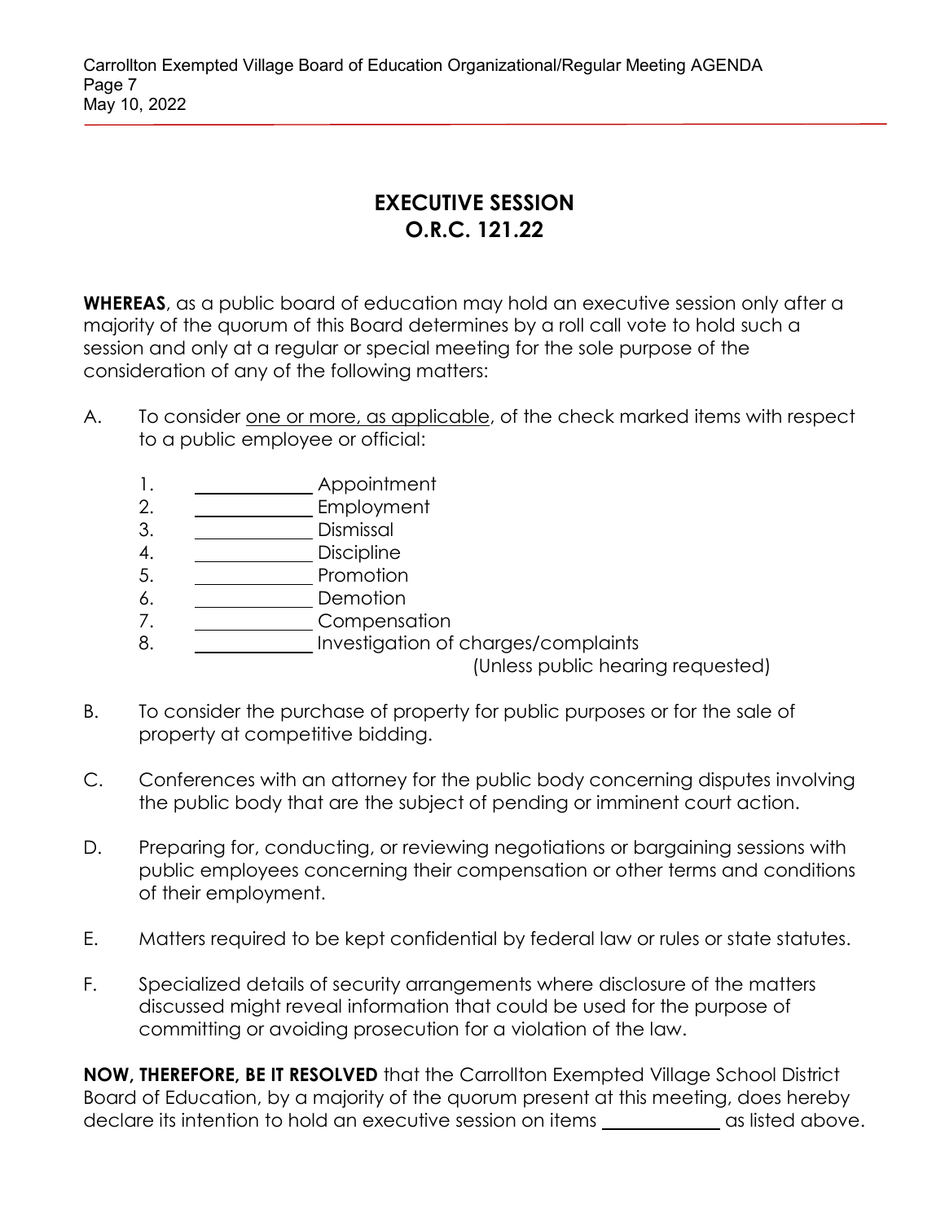# EXECUTIVE SESSION
# O.R.C. 121.22

**WHEREAS**, as a public board of education may hold an executive session only after a majority of the quorum of this Board determines by a roll call vote to hold such a session and only at a regular or special meeting for the sole purpose of the consideration of any of the following matters:

A. To consider <u>one or more, as applicable</u>, of the check marked items with respect to a public employee or official:

1. ____________ Appointment
2. ____________ Employment
3. ____________ Dismissal
4. ____________ Discipline
5. ____________ Promotion
6. ____________ Demotion
7. ____________ Compensation
8. ____________ Investigation of charges/complaints (Unless public hearing requested)

B. To consider the purchase of property for public purposes or for the sale of property at competitive bidding.

C. Conferences with an attorney for the public body concerning disputes involving the public body that are the subject of pending or imminent court action.

D. Preparing for, conducting, or reviewing negotiations or bargaining sessions with public employees concerning their compensation or other terms and conditions of their employment.

E. Matters required to be kept confidential by federal law or rules or state statutes.

F. Specialized details of security arrangements where disclosure of the matters discussed might reveal information that could be used for the purpose of committing or avoiding prosecution for a violation of the law.

**NOW, THEREFORE, BE IT RESOLVED** that the Carrollton Exempted Village School District Board of Education, by a majority of the quorum present at this meeting, does hereby declare its intention to hold an executive session on items ____________ as listed above.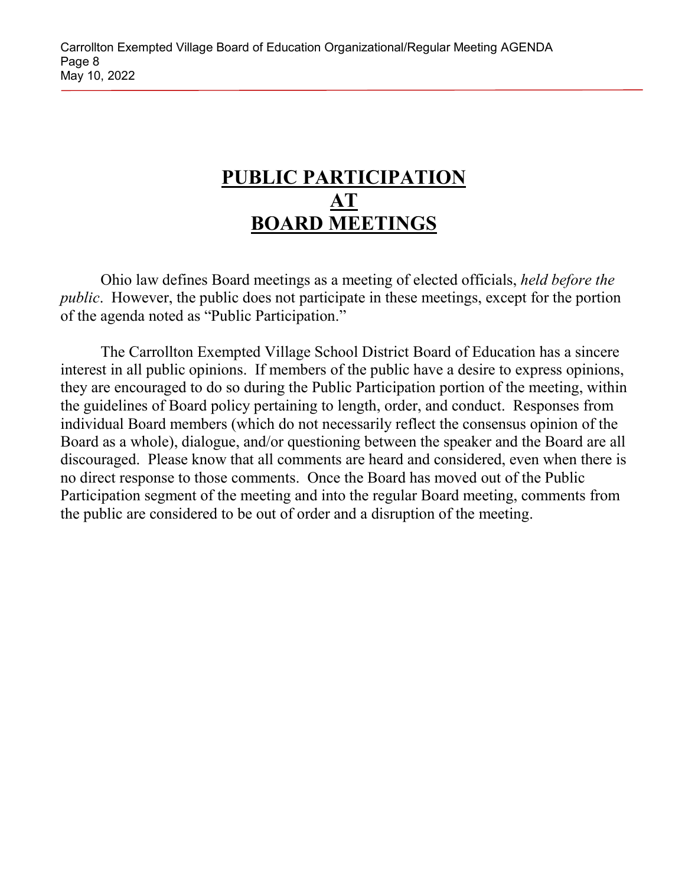# PUBLIC PARTICIPATION AT BOARD MEETINGS

Ohio law defines Board meetings as a meeting of elected officials, *held before the public*. However, the public does not participate in these meetings, except for the portion of the agenda noted as "Public Participation."

The Carrollton Exempted Village School District Board of Education has a sincere interest in all public opinions. If members of the public have a desire to express opinions, they are encouraged to do so during the Public Participation portion of the meeting, within the guidelines of Board policy pertaining to length, order, and conduct. Responses from individual Board members (which do not necessarily reflect the consensus opinion of the Board as a whole), dialogue, and/or questioning between the speaker and the Board are all discouraged. Please know that all comments are heard and considered, even when there is no direct response to those comments. Once the Board has moved out of the Public Participation segment of the meeting and into the regular Board meeting, comments from the public are considered to be out of order and a disruption of the meeting.